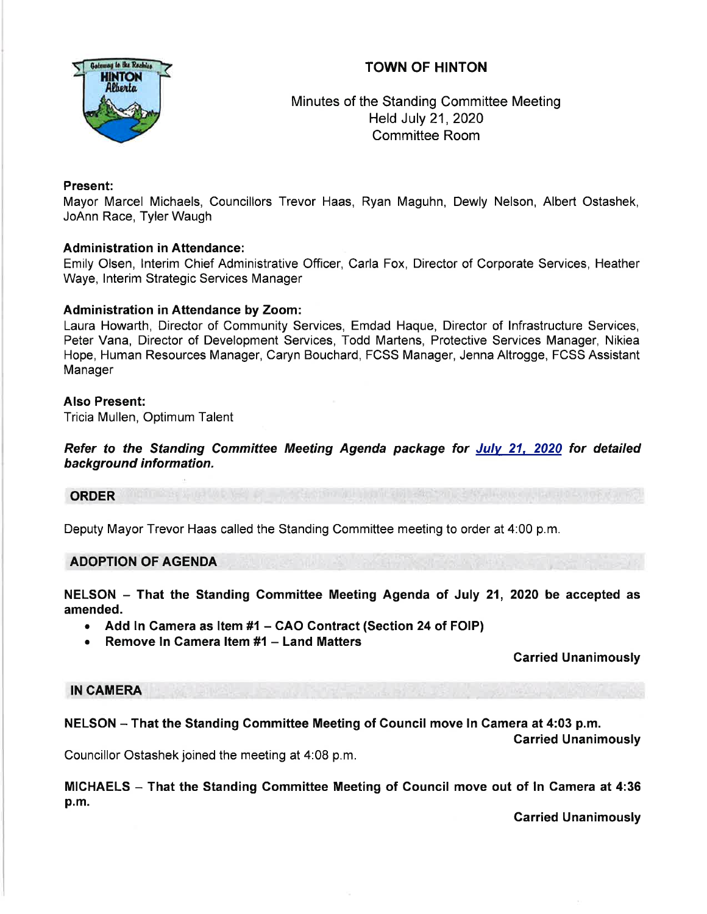# TOWN OF HINTON

Minutes of the Standing Committee Meeting
Held July 21, 2020
Committee Room

**Present:**
Mayor Marcel Michaels, Councillors Trevor Haas, Ryan Maguhn, Dewly Nelson, Albert Ostashek, JoAnn Race, Tyler Waugh

**Administration in Attendance:**
Emily Olsen, Interim Chief Administrative Officer, Carla Fox, Director of Corporate Services, Heather Waye, Interim Strategic Services Manager

**Administration in Attendance by Zoom:**
Laura Howarth, Director of Community Services, Emdad Haque, Director of Infrastructure Services, Peter Vana, Director of Development Services, Todd Martens, Protective Services Manager, Nikiea Hope, Human Resources Manager, Caryn Bouchard, FCSS Manager, Jenna Altrogge, FCSS Assistant Manager

**Also Present:**
Tricia Mullen, Optimum Talent

***Refer to the Standing Committee Meeting Agenda package for July 21, 2020 for detailed background information.***

## ORDER

Deputy Mayor Trevor Haas called the Standing Committee meeting to order at 4:00 p.m.

## ADOPTION OF AGENDA

**NELSON – That the Standing Committee Meeting Agenda of July 21, 2020 be accepted as amended.**

- **Add In Camera as Item #1 – CAO Contract (Section 24 of FOIP)**
- **Remove In Camera Item #1 – Land Matters**

**Carried Unanimously**

## IN CAMERA

**NELSON – That the Standing Committee Meeting of Council move In Camera at 4:03 p.m.**

**Carried Unanimously**

Councillor Ostashek joined the meeting at 4:08 p.m.

**MICHAELS – That the Standing Committee Meeting of Council move out of In Camera at 4:36 p.m.**

**Carried Unanimously**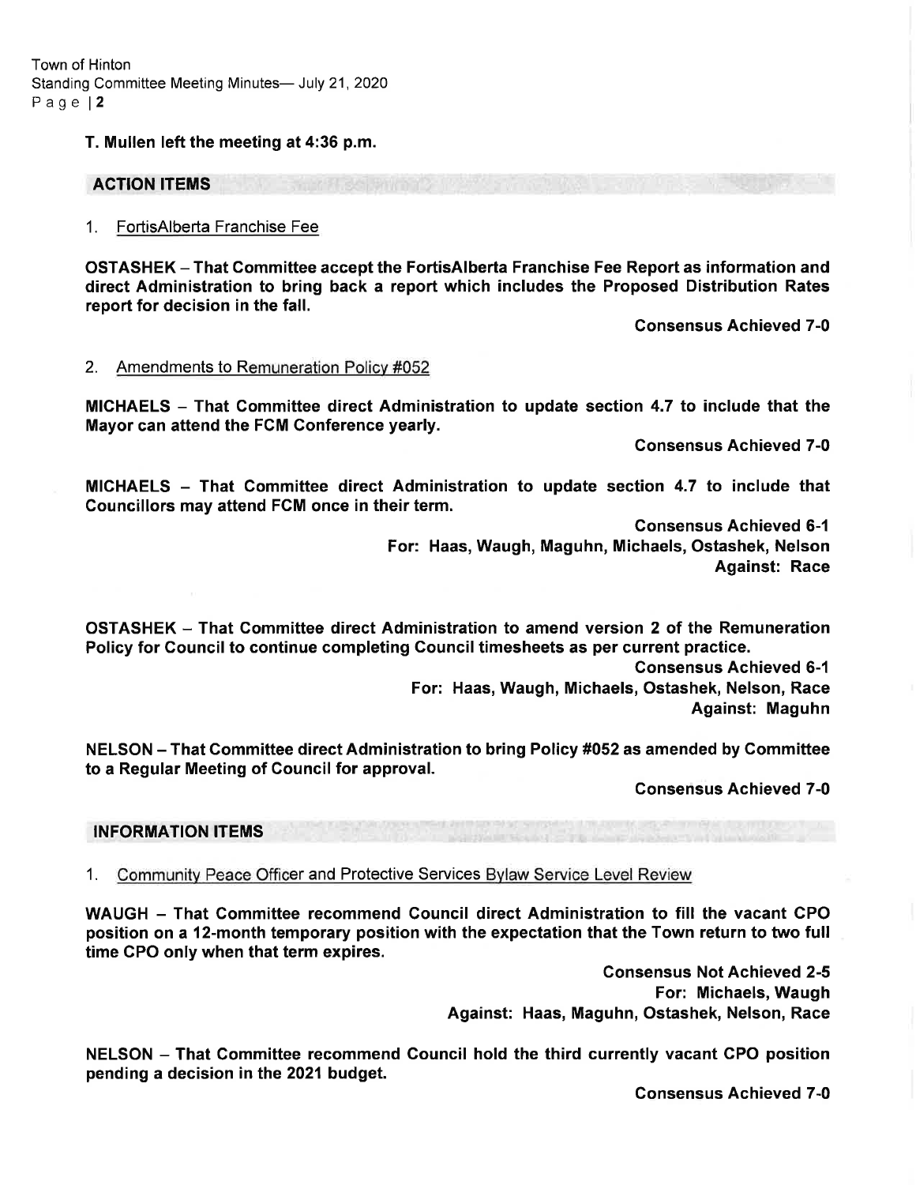**T. Mullen left the meeting at 4:36 p.m.**

## ACTION ITEMS

1. FortisAlberta Franchise Fee

**OSTASHEK – That Committee accept the FortisAlberta Franchise Fee Report as information and direct Administration to bring back a report which includes the Proposed Distribution Rates report for decision in the fall.**

**Consensus Achieved 7-0**

2. Amendments to Remuneration Policy #052

**MICHAELS – That Committee direct Administration to update section 4.7 to include that the Mayor can attend the FCM Conference yearly.**

**Consensus Achieved 7-0**

**MICHAELS – That Committee direct Administration to update section 4.7 to include that Councillors may attend FCM once in their term.**

**Consensus Achieved 6-1**
**For: Haas, Waugh, Maguhn, Michaels, Ostashek, Nelson**
**Against: Race**

**OSTASHEK – That Committee direct Administration to amend version 2 of the Remuneration Policy for Council to continue completing Council timesheets as per current practice.**

**Consensus Achieved 6-1**
**For: Haas, Waugh, Michaels, Ostashek, Nelson, Race**
**Against: Maguhn**

**NELSON – That Committee direct Administration to bring Policy #052 as amended by Committee to a Regular Meeting of Council for approval.**

**Consensus Achieved 7-0**

## INFORMATION ITEMS

1. Community Peace Officer and Protective Services Bylaw Service Level Review

**WAUGH – That Committee recommend Council direct Administration to fill the vacant CPO position on a 12-month temporary position with the expectation that the Town return to two full time CPO only when that term expires.**

**Consensus Not Achieved 2-5**
**For: Michaels, Waugh**
**Against: Haas, Maguhn, Ostashek, Nelson, Race**

**NELSON – That Committee recommend Council hold the third currently vacant CPO position pending a decision in the 2021 budget.**

**Consensus Achieved 7-0**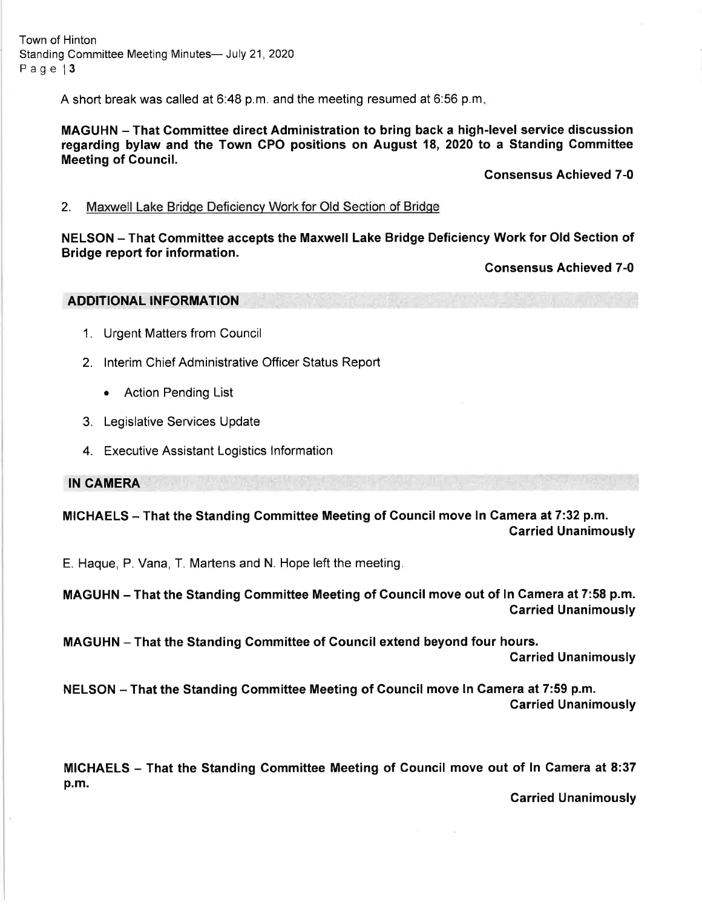A short break was called at 6:48 p.m. and the meeting resumed at 6:56 p.m.

**MAGUHN – That Committee direct Administration to bring back a high-level service discussion regarding bylaw and the Town CPO positions on August 18, 2020 to a Standing Committee Meeting of Council.**

**Consensus Achieved 7-0**

2. Maxwell Lake Bridge Deficiency Work for Old Section of Bridge

**NELSON – That Committee accepts the Maxwell Lake Bridge Deficiency Work for Old Section of Bridge report for information.**

**Consensus Achieved 7-0**

## ADDITIONAL INFORMATION

1. Urgent Matters from Council
2. Interim Chief Administrative Officer Status Report
   - Action Pending List
3. Legislative Services Update
4. Executive Assistant Logistics Information

## IN CAMERA

**MICHAELS – That the Standing Committee Meeting of Council move In Camera at 7:32 p.m.**
**Carried Unanimously**

E. Haque, P. Vana, T. Martens and N. Hope left the meeting.

**MAGUHN – That the Standing Committee Meeting of Council move out of In Camera at 7:58 p.m.**
**Carried Unanimously**

**MAGUHN – That the Standing Committee of Council extend beyond four hours.**
**Carried Unanimously**

**NELSON – That the Standing Committee Meeting of Council move In Camera at 7:59 p.m.**
**Carried Unanimously**

**MICHAELS – That the Standing Committee Meeting of Council move out of In Camera at 8:37 p.m.**

**Carried Unanimously**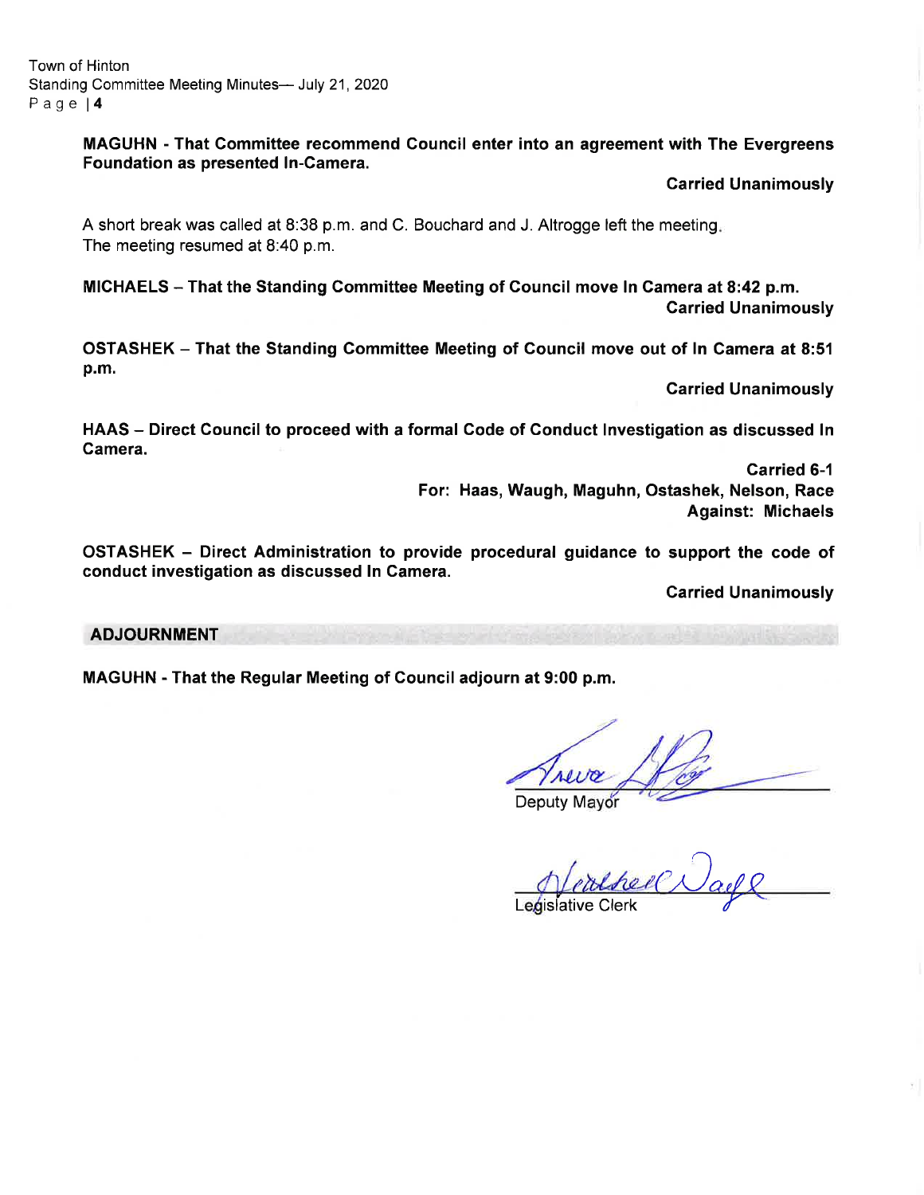**MAGUHN - That Committee recommend Council enter into an agreement with The Evergreens Foundation as presented In-Camera.**

**Carried Unanimously**

A short break was called at 8:38 p.m. and C. Bouchard and J. Altrogge left the meeting. The meeting resumed at 8:40 p.m.

**MICHAELS – That the Standing Committee Meeting of Council move In Camera at 8:42 p.m.**

**Carried Unanimously**

**OSTASHEK – That the Standing Committee Meeting of Council move out of In Camera at 8:51 p.m.**

**Carried Unanimously**

**HAAS – Direct Council to proceed with a formal Code of Conduct Investigation as discussed In Camera.**

**Carried 6-1**
**For: Haas, Waugh, Maguhn, Ostashek, Nelson, Race**
**Against: Michaels**

**OSTASHEK – Direct Administration to provide procedural guidance to support the code of conduct investigation as discussed In Camera.**

**Carried Unanimously**

## ADJOURNMENT

**MAGUHN - That the Regular Meeting of Council adjourn at 9:00 p.m.**

Deputy Mayor

Legislative Clerk